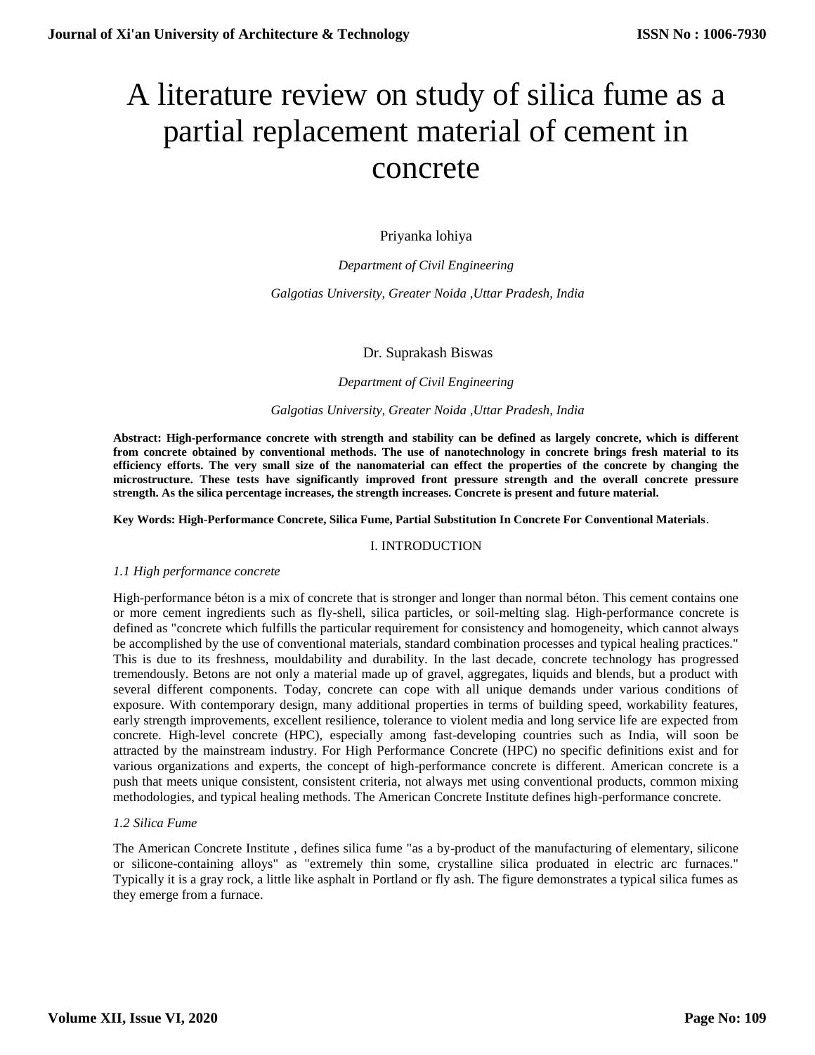# A literature review on study of silica fume as a partial replacement material of cement in concrete

Priyanka lohiya

*Department of Civil Engineering*

*Galgotias University, Greater Noida ,Uttar Pradesh, India*

Dr. Suprakash Biswas

*Department of Civil Engineering*

*Galgotias University, Greater Noida ,Uttar Pradesh, India*

**Abstract: High-performance concrete with strength and stability can be defined as largely concrete, which is different from concrete obtained by conventional methods. The use of nanotechnology in concrete brings fresh material to its efficiency efforts. The very small size of the nanomaterial can effect the properties of the concrete by changing the microstructure. These tests have significantly improved front pressure strength and the overall concrete pressure strength. As the silica percentage increases, the strength increases. Concrete is present and future material.**

**Key Words: High-Performance Concrete, Silica Fume, Partial Substitution In Concrete For Conventional Materials**.

## I. INTRODUCTION

### *1.1 High performance concrete*

High-performance béton is a mix of concrete that is stronger and longer than normal béton. This cement contains one or more cement ingredients such as fly-shell, silica particles, or soil-melting slag. High-performance concrete is defined as "concrete which fulfills the particular requirement for consistency and homogeneity, which cannot always be accomplished by the use of conventional materials, standard combination processes and typical healing practices." This is due to its freshness, mouldability and durability. In the last decade, concrete technology has progressed tremendously. Betons are not only a material made up of gravel, aggregates, liquids and blends, but a product with several different components. Today, concrete can cope with all unique demands under various conditions of exposure. With contemporary design, many additional properties in terms of building speed, workability features, early strength improvements, excellent resilience, tolerance to violent media and long service life are expected from concrete. High-level concrete (HPC), especially among fast-developing countries such as India, will soon be attracted by the mainstream industry. For High Performance Concrete (HPC) no specific definitions exist and for various organizations and experts, the concept of high-performance concrete is different. American concrete is a push that meets unique consistent, consistent criteria, not always met using conventional products, common mixing methodologies, and typical healing methods. The American Concrete Institute defines high-performance concrete.

### *1.2 Silica Fume*

The American Concrete Institute , defines silica fume "as a by-product of the manufacturing of elementary, silicone or silicone-containing alloys" as "extremely thin some, crystalline silica produated in electric arc furnaces." Typically it is a gray rock, a little like asphalt in Portland or fly ash. The figure demonstrates a typical silica fumes as they emerge from a furnace.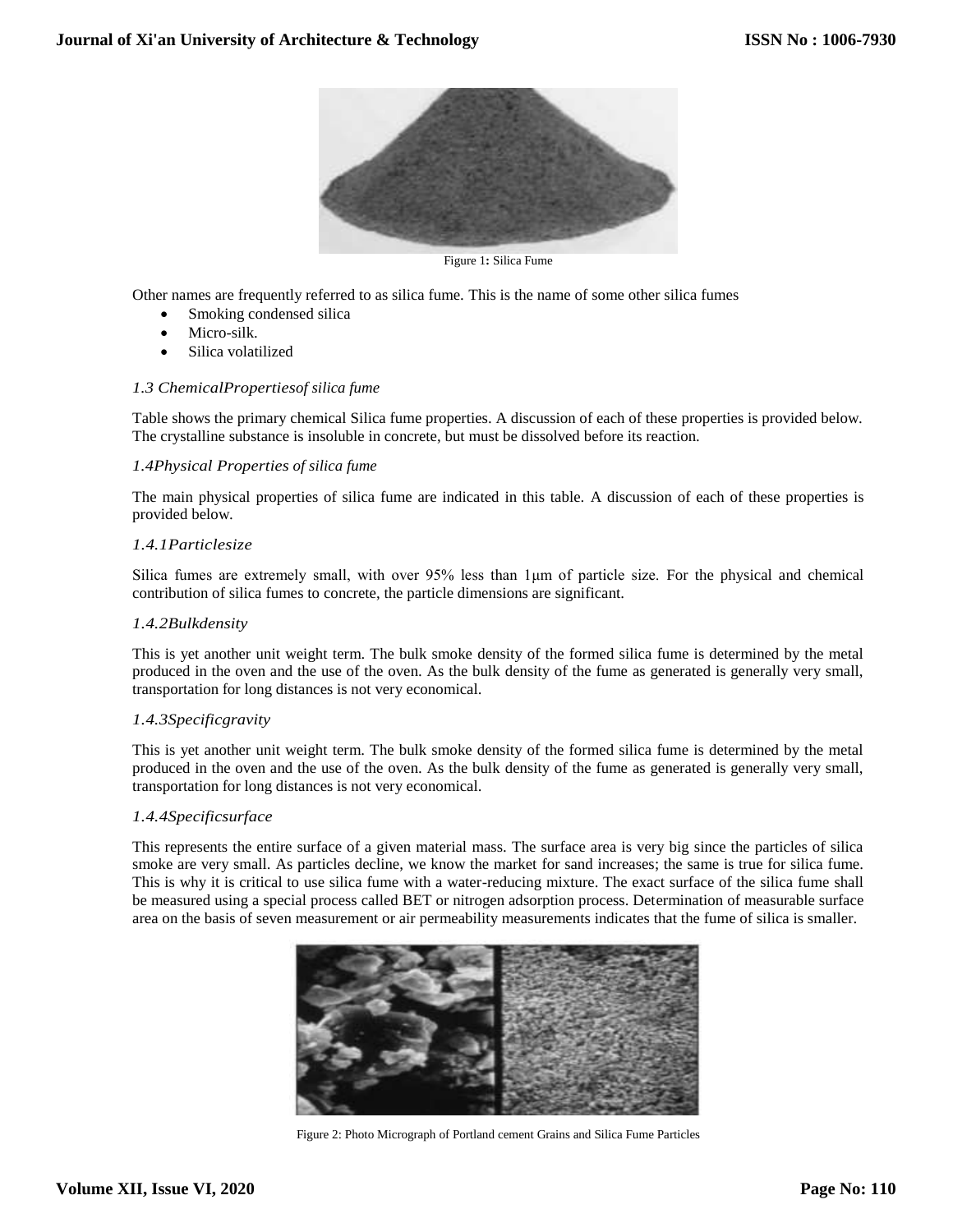Figure 1: Silica Fume

Other names are frequently referred to as silica fume. This is the name of some other silica fumes

- Smoking condensed silica
- Micro-silk.
- Silica volatilized

### *1.3 ChemicalPropertiesof silica fume*

Table shows the primary chemical Silica fume properties. A discussion of each of these properties is provided below. The crystalline substance is insoluble in concrete, but must be dissolved before its reaction.

### *1.4Physical Properties of silica fume*

The main physical properties of silica fume are indicated in this table. A discussion of each of these properties is provided below.

#### *1.4.1Particlesize*

Silica fumes are extremely small, with over 95% less than 1μm of particle size. For the physical and chemical contribution of silica fumes to concrete, the particle dimensions are significant.

#### *1.4.2Bulkdensity*

This is yet another unit weight term. The bulk smoke density of the formed silica fume is determined by the metal produced in the oven and the use of the oven. As the bulk density of the fume as generated is generally very small, transportation for long distances is not very economical.

#### *1.4.3Specificgravity*

This is yet another unit weight term. The bulk smoke density of the formed silica fume is determined by the metal produced in the oven and the use of the oven. As the bulk density of the fume as generated is generally very small, transportation for long distances is not very economical.

#### *1.4.4Specificsurface*

This represents the entire surface of a given material mass. The surface area is very big since the particles of silica smoke are very small. As particles decline, we know the market for sand increases; the same is true for silica fume. This is why it is critical to use silica fume with a water-reducing mixture. The exact surface of the silica fume shall be measured using a special process called BET or nitrogen adsorption process. Determination of measurable surface area on the basis of seven measurement or air permeability measurements indicates that the fume of silica is smaller.

Figure 2: Photo Micrograph of Portland cement Grains and Silica Fume Particles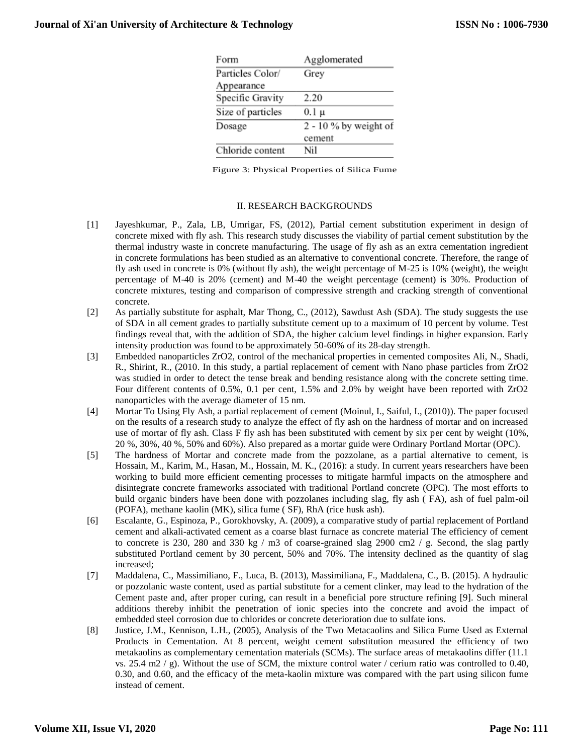| Form | Agglomerated |
|---|---|
| Particles Color/ Appearance | Grey |
| Specific Gravity | 2.20 |
| Size of particles | 0.1 μ |
| Dosage | 2 - 10 % by weight of cement |
| Chloride content | Nil |

Figure 3: Physical Properties of Silica Fume

## II. RESEARCH BACKGROUNDS

[1] Jayeshkumar, P., Zala, LB, Umrigar, FS, (2012), Partial cement substitution experiment in design of concrete mixed with fly ash. This research study discusses the viability of partial cement substitution by the thermal industry waste in concrete manufacturing. The usage of fly ash as an extra cementation ingredient in concrete formulations has been studied as an alternative to conventional concrete. Therefore, the range of fly ash used in concrete is 0% (without fly ash), the weight percentage of M-25 is 10% (weight), the weight percentage of M-40 is 20% (cement) and M-40 the weight percentage (cement) is 30%. Production of concrete mixtures, testing and comparison of compressive strength and cracking strength of conventional concrete.

[2] As partially substitute for asphalt, Mar Thong, C., (2012), Sawdust Ash (SDA). The study suggests the use of SDA in all cement grades to partially substitute cement up to a maximum of 10 percent by volume. Test findings reveal that, with the addition of SDA, the higher calcium level findings in higher expansion. Early intensity production was found to be approximately 50-60% of its 28-day strength.

[3] Embedded nanoparticles $ZrO_2$, control of the mechanical properties in cemented composites Ali, N., Shadi, R., Shirint, R., (2010. In this study, a partial replacement of cement with Nano phase particles from $ZrO_2$ was studied in order to detect the tense break and bending resistance along with the concrete setting time. Four different contents of 0.5%, 0.1 per cent, 1.5% and 2.0% by weight have been reported with $ZrO_2$ nanoparticles with the average diameter of 15 nm.

[4] Mortar To Using Fly Ash, a partial replacement of cement (Moinul, I., Saiful, I., (2010)). The paper focused on the results of a research study to analyze the effect of fly ash on the hardness of mortar and on increased use of mortar of fly ash. Class F fly ash has been substituted with cement by six per cent by weight (10%, 20 %, 30%, 40 %, 50% and 60%). Also prepared as a mortar guide were Ordinary Portland Mortar (OPC).

[5] The hardness of Mortar and concrete made from the pozzolane, as a partial alternative to cement, is Hossain, M., Karim, M., Hasan, M., Hossain, M. K., (2016): a study. In current years researchers have been working to build more efficient cementing processes to mitigate harmful impacts on the atmosphere and disintegrate concrete frameworks associated with traditional Portland concrete (OPC). The most efforts to build organic binders have been done with pozzolanes including slag, fly ash ( FA), ash of fuel palm-oil (POFA), methane kaolin (MK), silica fume ( SF), RhA (rice husk ash).

[6] Escalante, G., Espinoza, P., Gorokhovsky, A. (2009), a comparative study of partial replacement of Portland cement and alkali-activated cement as a coarse blast furnace as concrete material The efficiency of cement to concrete is 230, 280 and 330 kg / m3 of coarse-grained slag 2900 cm2 / g. Second, the slag partly substituted Portland cement by 30 percent, 50% and 70%. The intensity declined as the quantity of slag increased;

[7] Maddalena, C., Massimiliano, F., Luca, B. (2013), Massimiliana, F., Maddalena, C., B. (2015). A hydraulic or pozzolanic waste content, used as partial substitute for a cement clinker, may lead to the hydration of the Cement paste and, after proper curing, can result in a beneficial pore structure refining [9]. Such mineral additions thereby inhibit the penetration of ionic species into the concrete and avoid the impact of embedded steel corrosion due to chlorides or concrete deterioration due to sulfate ions.

[8] Justice, J.M., Kennison, L.H., (2005), Analysis of the Two Metacaolins and Silica Fume Used as External Products in Cementation. At 8 percent, weight cement substitution measured the efficiency of two metakaolins as complementary cementation materials (SCMs). The surface areas of metakaolins differ (11.1 vs. 25.4 m2 / g). Without the use of SCM, the mixture control water / cerium ratio was controlled to 0.40, 0.30, and 0.60, and the efficacy of the meta-kaolin mixture was compared with the part using silicon fume instead of cement.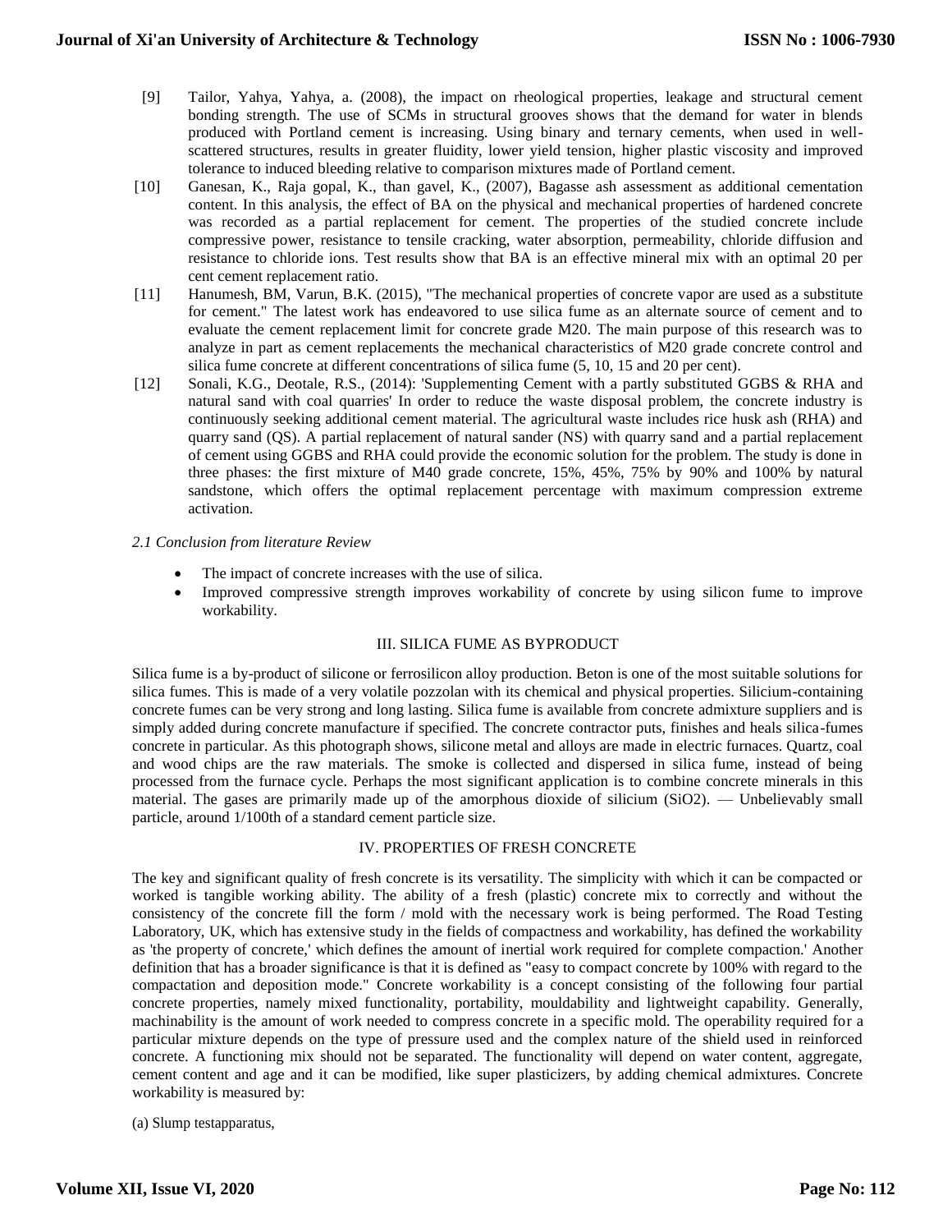[9] Tailor, Yahya, Yahya, a. (2008), the impact on rheological properties, leakage and structural cement bonding strength. The use of SCMs in structural grooves shows that the demand for water in blends produced with Portland cement is increasing. Using binary and ternary cements, when used in well-scattered structures, results in greater fluidity, lower yield tension, higher plastic viscosity and improved tolerance to induced bleeding relative to comparison mixtures made of Portland cement.

[10] Ganesan, K., Raja gopal, K., than gavel, K., (2007), Bagasse ash assessment as additional cementation content. In this analysis, the effect of BA on the physical and mechanical properties of hardened concrete was recorded as a partial replacement for cement. The properties of the studied concrete include compressive power, resistance to tensile cracking, water absorption, permeability, chloride diffusion and resistance to chloride ions. Test results show that BA is an effective mineral mix with an optimal 20 per cent cement replacement ratio.

[11] Hanumesh, BM, Varun, B.K. (2015), "The mechanical properties of concrete vapor are used as a substitute for cement." The latest work has endeavored to use silica fume as an alternate source of cement and to evaluate the cement replacement limit for concrete grade M20. The main purpose of this research was to analyze in part as cement replacements the mechanical characteristics of M20 grade concrete control and silica fume concrete at different concentrations of silica fume (5, 10, 15 and 20 per cent).

[12] Sonali, K.G., Deotale, R.S., (2014): 'Supplementing Cement with a partly substituted GGBS & RHA and natural sand with coal quarries' In order to reduce the waste disposal problem, the concrete industry is continuously seeking additional cement material. The agricultural waste includes rice husk ash (RHA) and quarry sand (QS). A partial replacement of natural sander (NS) with quarry sand and a partial replacement of cement using GGBS and RHA could provide the economic solution for the problem. The study is done in three phases: the first mixture of M40 grade concrete, 15%, 45%, 75% by 90% and 100% by natural sandstone, which offers the optimal replacement percentage with maximum compression extreme activation.

*2.1 Conclusion from literature Review*

- The impact of concrete increases with the use of silica.
- Improved compressive strength improves workability of concrete by using silicon fume to improve workability.

## III. SILICA FUME AS BYPRODUCT

Silica fume is a by-product of silicone or ferrosilicon alloy production. Beton is one of the most suitable solutions for silica fumes. This is made of a very volatile pozzolan with its chemical and physical properties. Silicium-containing concrete fumes can be very strong and long lasting. Silica fume is available from concrete admixture suppliers and is simply added during concrete manufacture if specified. The concrete contractor puts, finishes and heals silica-fumes concrete in particular. As this photograph shows, silicone metal and alloys are made in electric furnaces. Quartz, coal and wood chips are the raw materials. The smoke is collected and dispersed in silica fume, instead of being processed from the furnace cycle. Perhaps the most significant application is to combine concrete minerals in this material. The gases are primarily made up of the amorphous dioxide of silicium ($SiO_2$). — Unbelievably small particle, around 1/100th of a standard cement particle size.

## IV. PROPERTIES OF FRESH CONCRETE

The key and significant quality of fresh concrete is its versatility. The simplicity with which it can be compacted or worked is tangible working ability. The ability of a fresh (plastic) concrete mix to correctly and without the consistency of the concrete fill the form / mold with the necessary work is being performed. The Road Testing Laboratory, UK, which has extensive study in the fields of compactness and workability, has defined the workability as 'the property of concrete,' which defines the amount of inertial work required for complete compaction.' Another definition that has a broader significance is that it is defined as "easy to compact concrete by 100% with regard to the compactation and deposition mode." Concrete workability is a concept consisting of the following four partial concrete properties, namely mixed functionality, portability, mouldability and lightweight capability. Generally, machinability is the amount of work needed to compress concrete in a specific mold. The operability required for a particular mixture depends on the type of pressure used and the complex nature of the shield used in reinforced concrete. A functioning mix should not be separated. The functionality will depend on water content, aggregate, cement content and age and it can be modified, like super plasticizers, by adding chemical admixtures. Concrete workability is measured by:

(a) Slump testapparatus,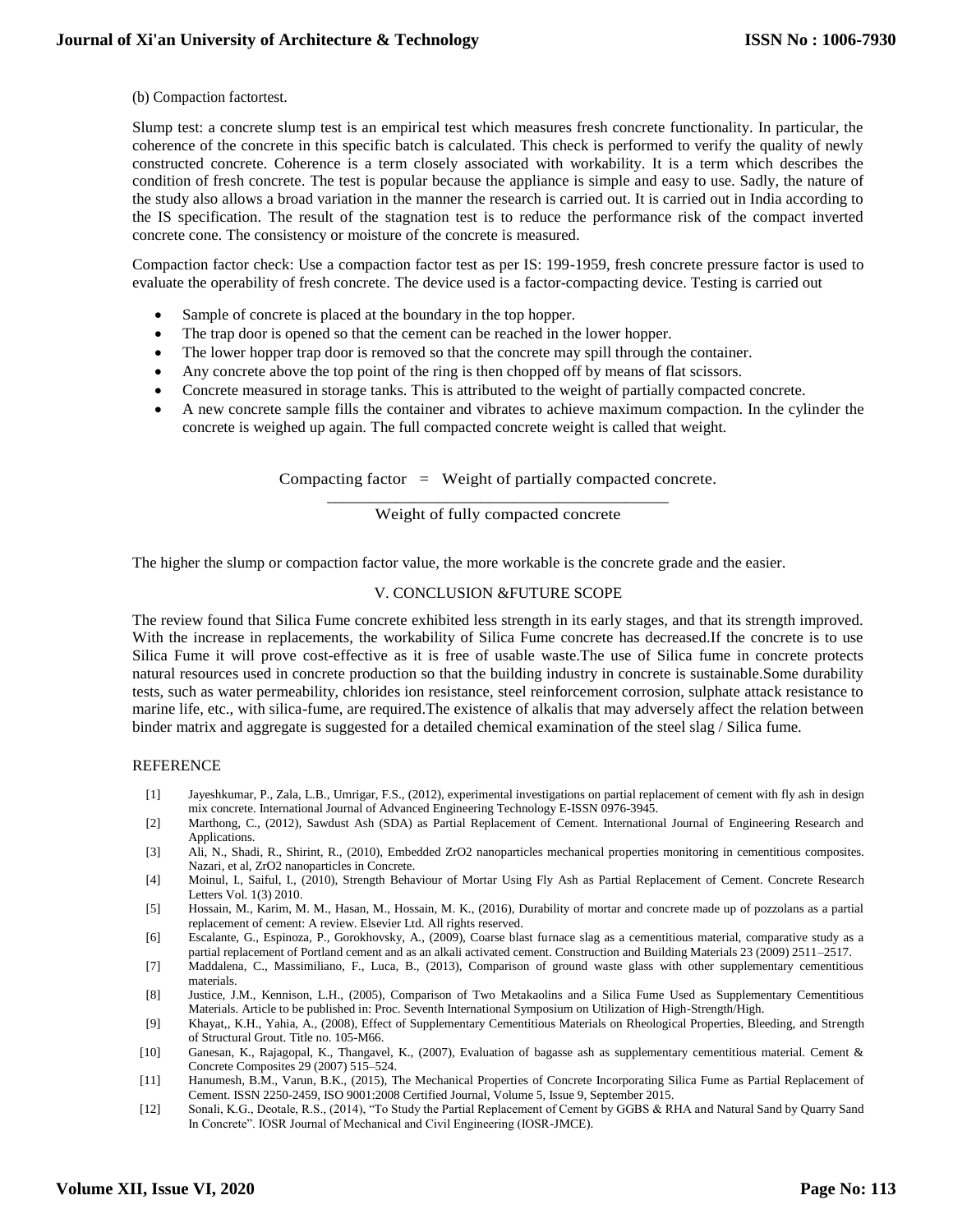(b) Compaction factortest.

Slump test: a concrete slump test is an empirical test which measures fresh concrete functionality. In particular, the coherence of the concrete in this specific batch is calculated. This check is performed to verify the quality of newly constructed concrete. Coherence is a term closely associated with workability. It is a term which describes the condition of fresh concrete. The test is popular because the appliance is simple and easy to use. Sadly, the nature of the study also allows a broad variation in the manner the research is carried out. It is carried out in India according to the IS specification. The result of the stagnation test is to reduce the performance risk of the compact inverted concrete cone. The consistency or moisture of the concrete is measured.

Compaction factor check: Use a compaction factor test as per IS: 199-1959, fresh concrete pressure factor is used to evaluate the operability of fresh concrete. The device used is a factor-compacting device. Testing is carried out

- Sample of concrete is placed at the boundary in the top hopper.
- The trap door is opened so that the cement can be reached in the lower hopper.
- The lower hopper trap door is removed so that the concrete may spill through the container.
- Any concrete above the top point of the ring is then chopped off by means of flat scissors.
- Concrete measured in storage tanks. This is attributed to the weight of partially compacted concrete.
- A new concrete sample fills the container and vibrates to achieve maximum compaction. In the cylinder the concrete is weighed up again. The full compacted concrete weight is called that weight.

$$\text{Compacting factor} = \frac{\text{Weight of partially compacted concrete.}}{\text{Weight of fully compacted concrete}}$$

The higher the slump or compaction factor value, the more workable is the concrete grade and the easier.

## V. CONCLUSION &FUTURE SCOPE

The review found that Silica Fume concrete exhibited less strength in its early stages, and that its strength improved. With the increase in replacements, the workability of Silica Fume concrete has decreased.If the concrete is to use Silica Fume it will prove cost-effective as it is free of usable waste.The use of Silica fume in concrete protects natural resources used in concrete production so that the building industry in concrete is sustainable.Some durability tests, such as water permeability, chlorides ion resistance, steel reinforcement corrosion, sulphate attack resistance to marine life, etc., with silica-fume, are required.The existence of alkalis that may adversely affect the relation between binder matrix and aggregate is suggested for a detailed chemical examination of the steel slag / Silica fume.

## REFERENCE

[1] Jayeshkumar, P., Zala, L.B., Umrigar, F.S., (2012), experimental investigations on partial replacement of cement with fly ash in design mix concrete. International Journal of Advanced Engineering Technology E-ISSN 0976-3945.

[2] Marthong, C., (2012), Sawdust Ash (SDA) as Partial Replacement of Cement. International Journal of Engineering Research and Applications.

[3] Ali, N., Shadi, R., Shirint, R., (2010), Embedded ZrO2 nanoparticles mechanical properties monitoring in cementitious composites. Nazari, et al, ZrO2 nanoparticles in Concrete.

[4] Moinul, I., Saiful, I., (2010), Strength Behaviour of Mortar Using Fly Ash as Partial Replacement of Cement. Concrete Research Letters Vol. 1(3) 2010.

[5] Hossain, M., Karim, M. M., Hasan, M., Hossain, M. K., (2016), Durability of mortar and concrete made up of pozzolans as a partial replacement of cement: A review. Elsevier Ltd. All rights reserved.

[6] Escalante, G., Espinoza, P., Gorokhovsky, A., (2009), Coarse blast furnace slag as a cementitious material, comparative study as a partial replacement of Portland cement and as an alkali activated cement. Construction and Building Materials 23 (2009) 2511–2517.

[7] Maddalena, C., Massimiliano, F., Luca, B., (2013), Comparison of ground waste glass with other supplementary cementitious materials.

[8] Justice, J.M., Kennison, L.H., (2005), Comparison of Two Metakaolins and a Silica Fume Used as Supplementary Cementitious Materials. Article to be published in: Proc. Seventh International Symposium on Utilization of High-Strength/High.

[9] Khayat,, K.H., Yahia, A., (2008), Effect of Supplementary Cementitious Materials on Rheological Properties, Bleeding, and Strength of Structural Grout. Title no. 105-M66.

[10] Ganesan, K., Rajagopal, K., Thangavel, K., (2007), Evaluation of bagasse ash as supplementary cementitious material. Cement & Concrete Composites 29 (2007) 515–524.

[11] Hanumesh, B.M., Varun, B.K., (2015), The Mechanical Properties of Concrete Incorporating Silica Fume as Partial Replacement of Cement. ISSN 2250-2459, ISO 9001:2008 Certified Journal, Volume 5, Issue 9, September 2015.

[12] Sonali, K.G., Deotale, R.S., (2014), "To Study the Partial Replacement of Cement by GGBS & RHA and Natural Sand by Quarry Sand In Concrete". IOSR Journal of Mechanical and Civil Engineering (IOSR-JMCE).